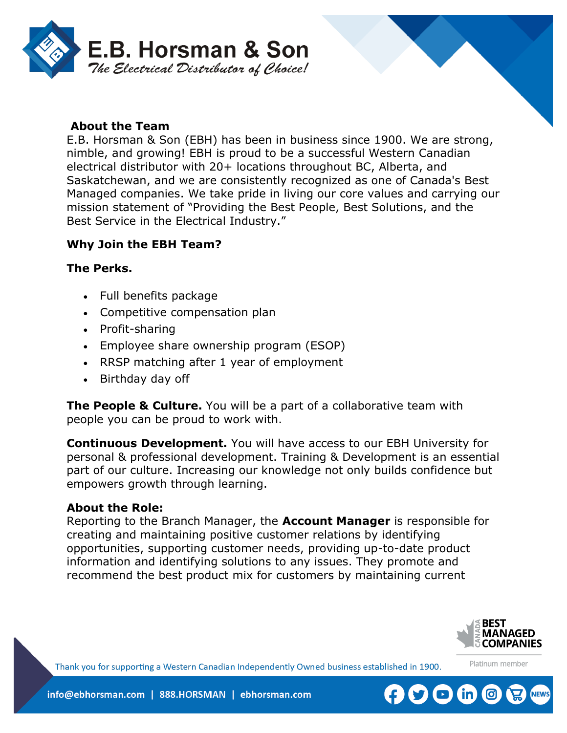E.B. Horsman & Son

*The Electrical Distributor of Choice!*

**About the Team**

E.B. Horsman & Son (EBH) has been in business since 1900. We are strong, nimble, and growing! EBH is proud to be a successful Western Canadian electrical distributor with 20+ locations throughout BC, Alberta, and Saskatchewan, and we are consistently recognized as one of Canada's Best Managed companies. We take pride in living our core values and carrying our mission statement of "Providing the Best People, Best Solutions, and the Best Service in the Electrical Industry."

**Why Join the EBH Team?**

**The Perks.**

- Full benefits package
- Competitive compensation plan
- Profit-sharing
- Employee share ownership program (ESOP)
- RRSP matching after 1 year of employment
- Birthday day off

**The People & Culture.** You will be a part of a collaborative team with people you can be proud to work with.

**Continuous Development.** You will have access to our EBH University for personal & professional development. Training & Development is an essential part of our culture. Increasing our knowledge not only builds confidence but empowers growth through learning.

**About the Role:**

Reporting to the Branch Manager, the **Account Manager** is responsible for creating and maintaining positive customer relations by identifying opportunities, supporting customer needs, providing up-to-date product information and identifying solutions to any issues. They promote and recommend the best product mix for customers by maintaining current

Thank you for supporting a Western Canadian Independently Owned business established in 1900.

info@ebhorsman.com | 888.HORSMAN | ebhorsman.com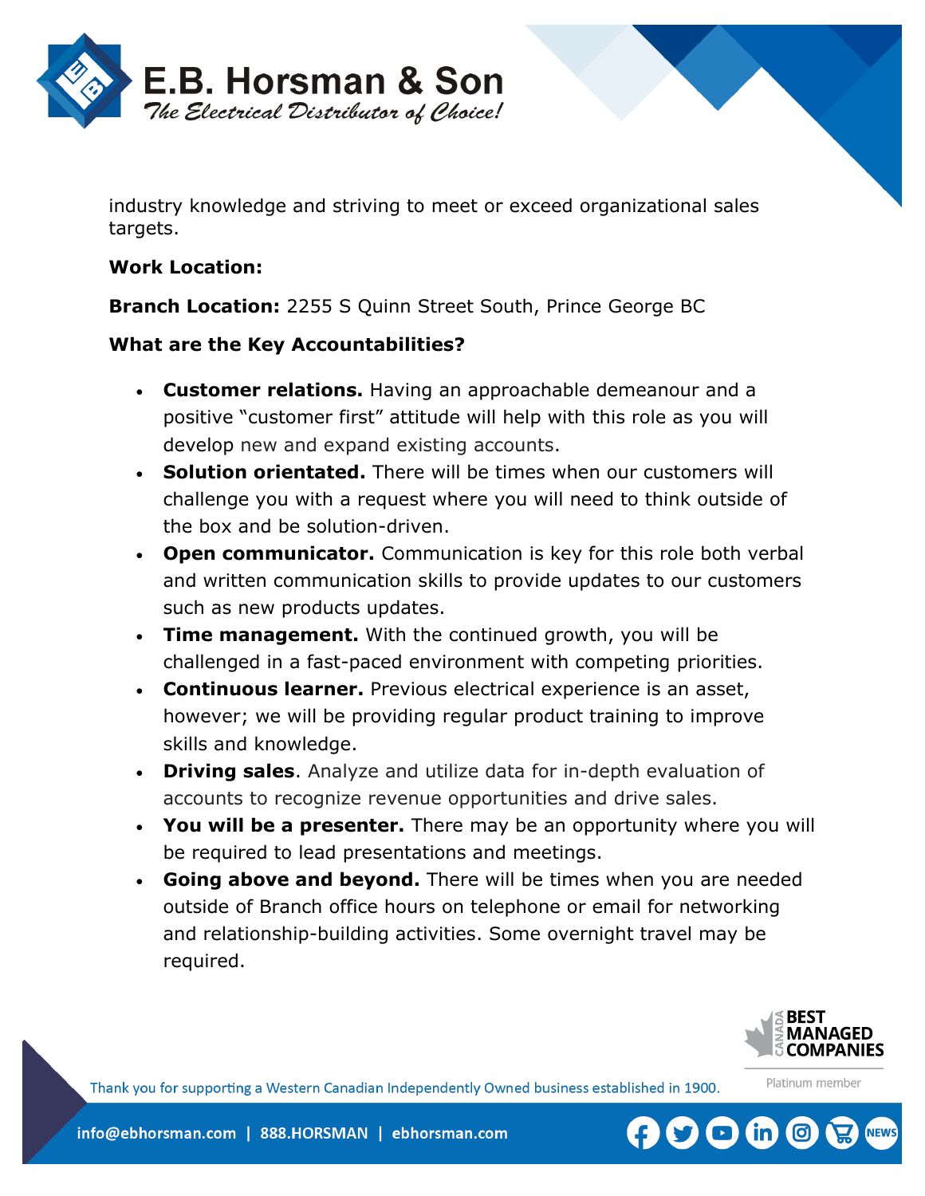industry knowledge and striving to meet or exceed organizational sales targets.

**Work Location:**

**Branch Location:** 2255 S Quinn Street South, Prince George BC

**What are the Key Accountabilities?**

- **Customer relations.** Having an approachable demeanour and a positive "customer first" attitude will help with this role as you will develop new and expand existing accounts.
- **Solution orientated.** There will be times when our customers will challenge you with a request where you will need to think outside of the box and be solution-driven.
- **Open communicator.** Communication is key for this role both verbal and written communication skills to provide updates to our customers such as new products updates.
- **Time management.** With the continued growth, you will be challenged in a fast-paced environment with competing priorities.
- **Continuous learner.** Previous electrical experience is an asset, however; we will be providing regular product training to improve skills and knowledge.
- **Driving sales**. Analyze and utilize data for in-depth evaluation of accounts to recognize revenue opportunities and drive sales.
- **You will be a presenter.** There may be an opportunity where you will be required to lead presentations and meetings.
- **Going above and beyond.** There will be times when you are needed outside of Branch office hours on telephone or email for networking and relationship-building activities. Some overnight travel may be required.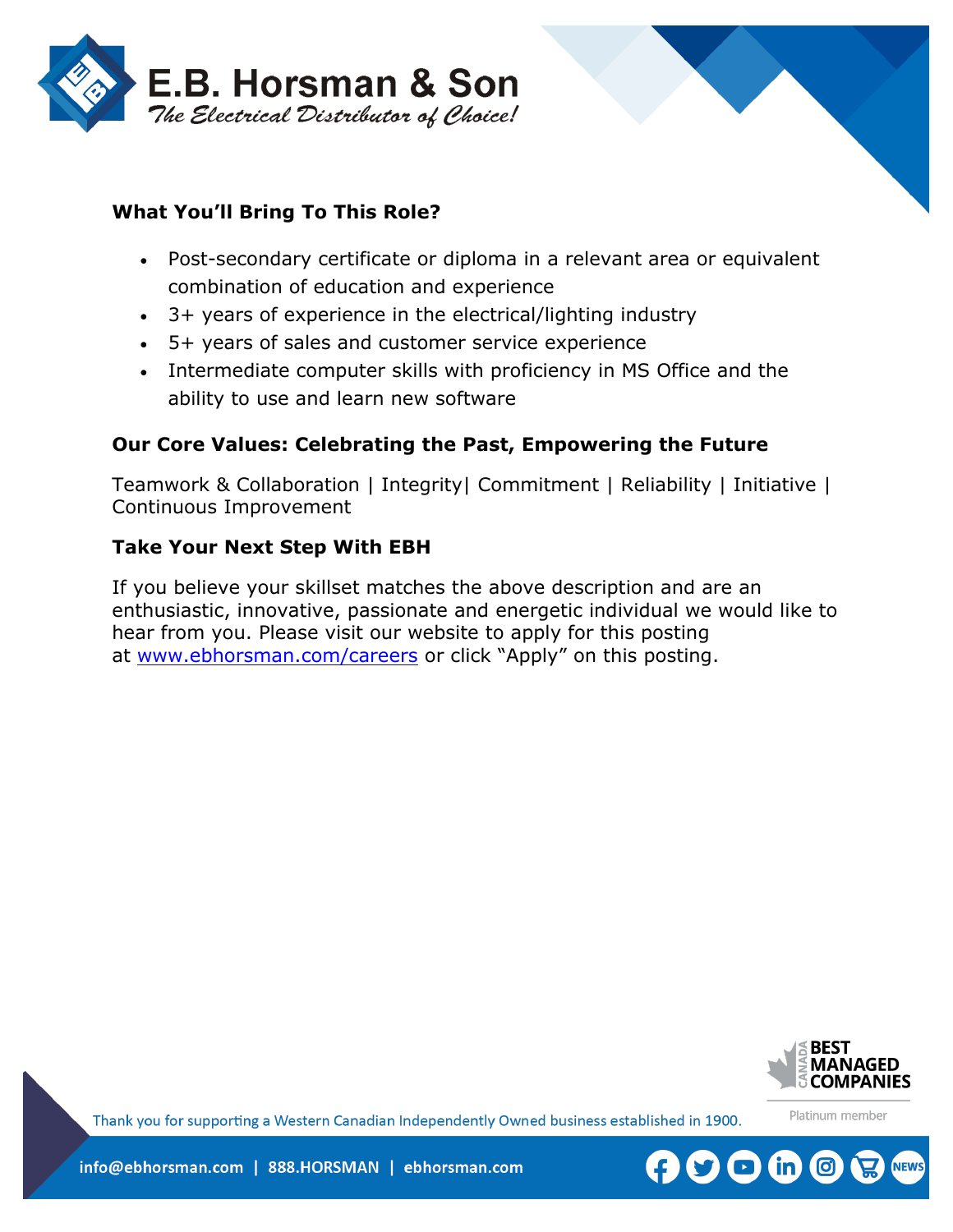**What You'll Bring To This Role?**

- Post-secondary certificate or diploma in a relevant area or equivalent combination of education and experience
- 3+ years of experience in the electrical/lighting industry
- 5+ years of sales and customer service experience
- Intermediate computer skills with proficiency in MS Office and the ability to use and learn new software

**Our Core Values: Celebrating the Past, Empowering the Future**

Teamwork & Collaboration | Integrity| Commitment | Reliability | Initiative | Continuous Improvement

**Take Your Next Step With EBH**

If you believe your skillset matches the above description and are an enthusiastic, innovative, passionate and energetic individual we would like to hear from you. Please visit our website to apply for this posting at www.ebhorsman.com/careers or click "Apply" on this posting.